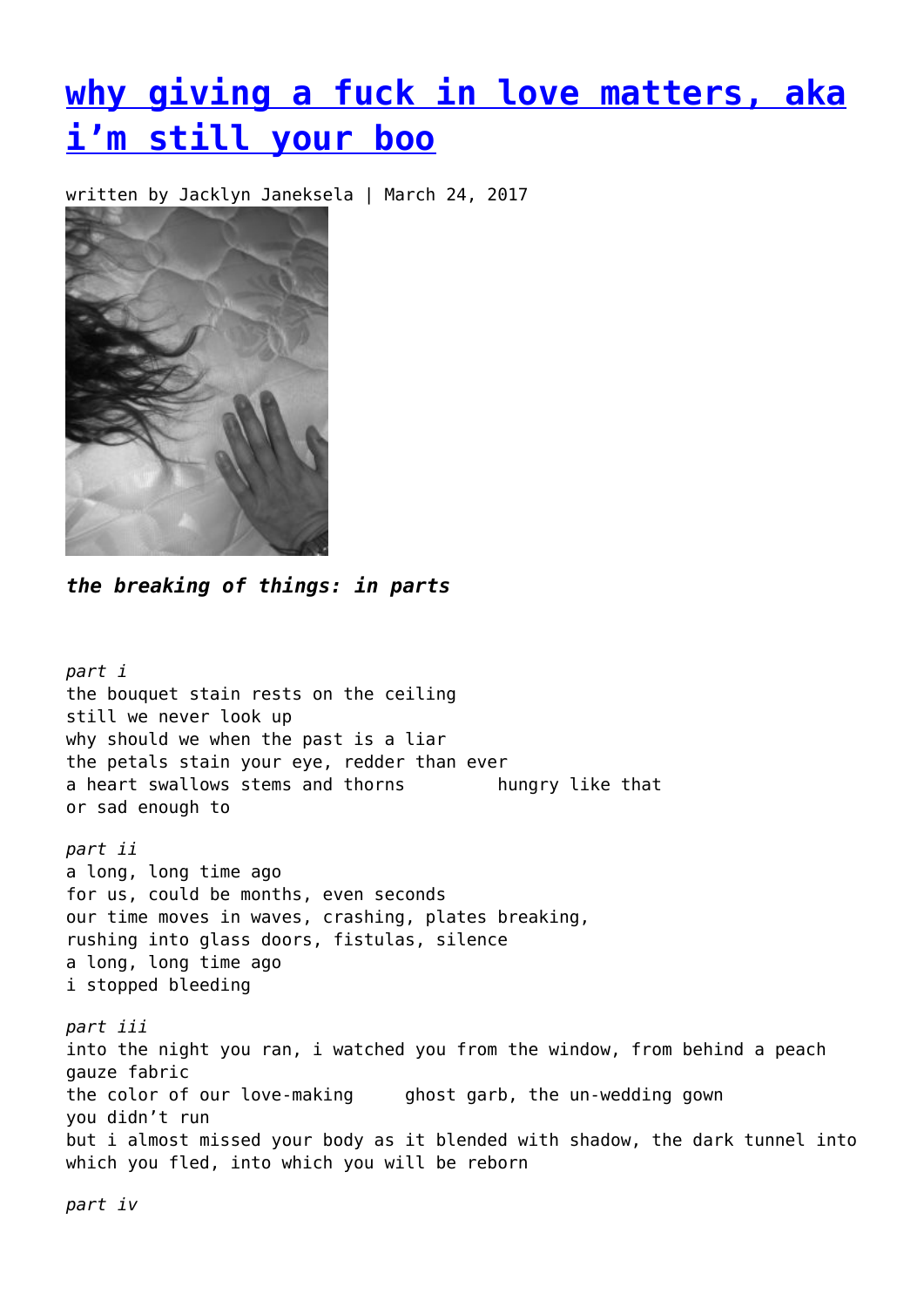# [why giving a fuck in love matters, aka i'm still your boo]

written by Jacklyn Janeksela | March 24, 2017

***the breaking of things: in parts***

*part i*
the bouquet stain rests on the ceiling
still we never look up
why should we when the past is a liar
the petals stain your eye, redder than ever
a heart swallows stems and thorns        hungry like that
or sad enough to

*part ii*
a long, long time ago
for us, could be months, even seconds
our time moves in waves, crashing, plates breaking,
rushing into glass doors, fistulas, silence
a long, long time ago
i stopped bleeding

*part iii*
into the night you ran, i watched you from the window, from behind a peach gauze fabric
the color of our love-making     ghost garb, the un-wedding gown
you didn't run
but i almost missed your body as it blended with shadow, the dark tunnel into which you fled, into which you will be reborn

*part iv*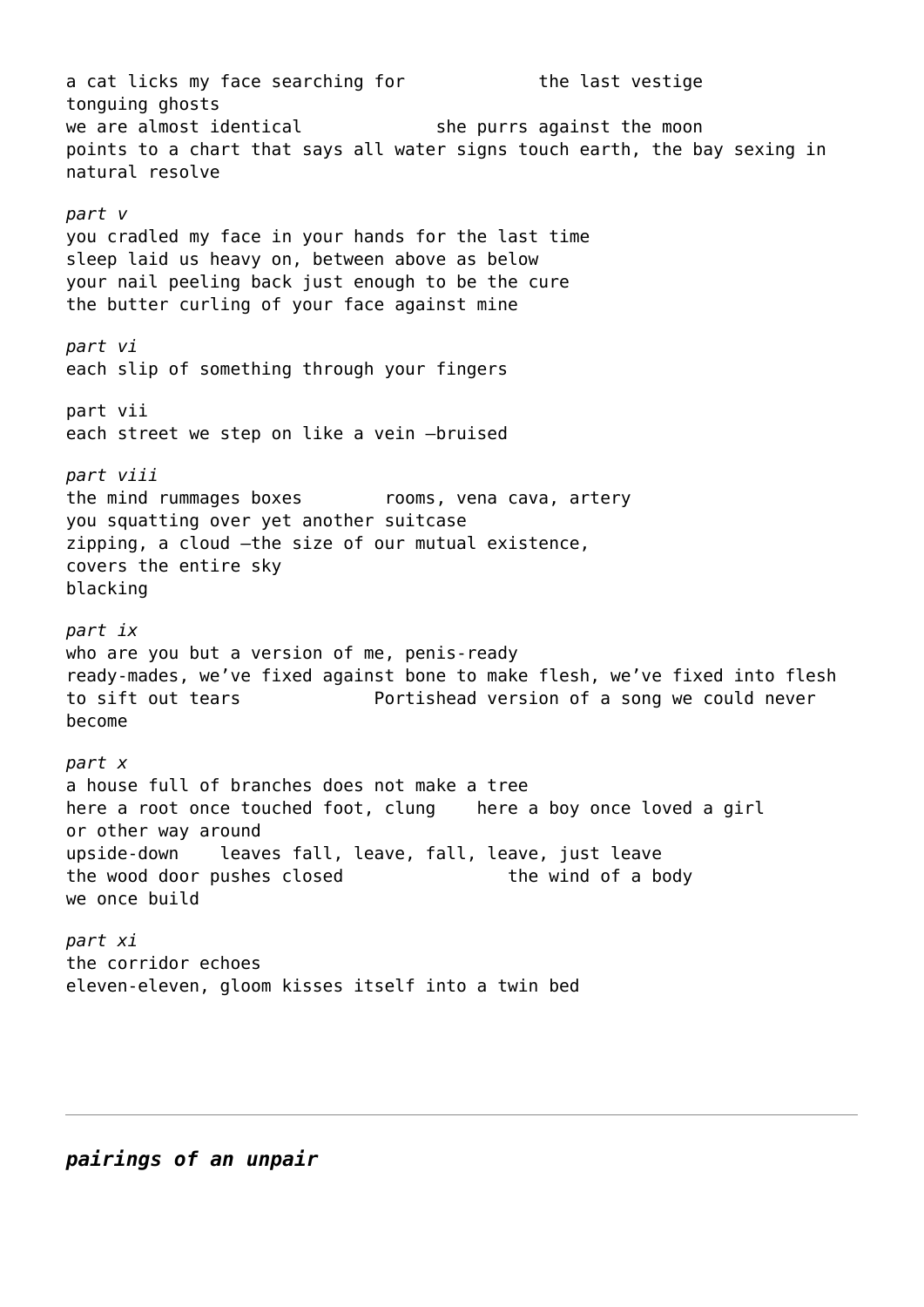a cat licks my face searching for            the last vestige
tonguing ghosts
we are almost identical            she purrs against the moon
points to a chart that says all water signs touch earth, the bay sexing in natural resolve

*part v*
you cradled my face in your hands for the last time
sleep laid us heavy on, between above as below
your nail peeling back just enough to be the cure
the butter curling of your face against mine

*part vi*
each slip of something through your fingers

part vii
each street we step on like a vein –bruised

*part viii*
the mind rummages boxes        rooms, vena cava, artery
you squatting over yet another suitcase
zipping, a cloud –the size of our mutual existence,
covers the entire sky
blacking

*part ix*
who are you but a version of me, penis-ready
ready-mades, we've fixed against bone to make flesh, we've fixed into flesh
to sift out tears            Portishead version of a song we could never become

*part x*
a house full of branches does not make a tree
here a root once touched foot, clung    here a boy once loved a girl
or other way around
upside-down    leaves fall, leave, fall, leave, just leave
the wood door pushes closed                the wind of a body
we once build

*part xi*
the corridor echoes
eleven-eleven, gloom kisses itself into a twin bed

---

***pairings of an unpair***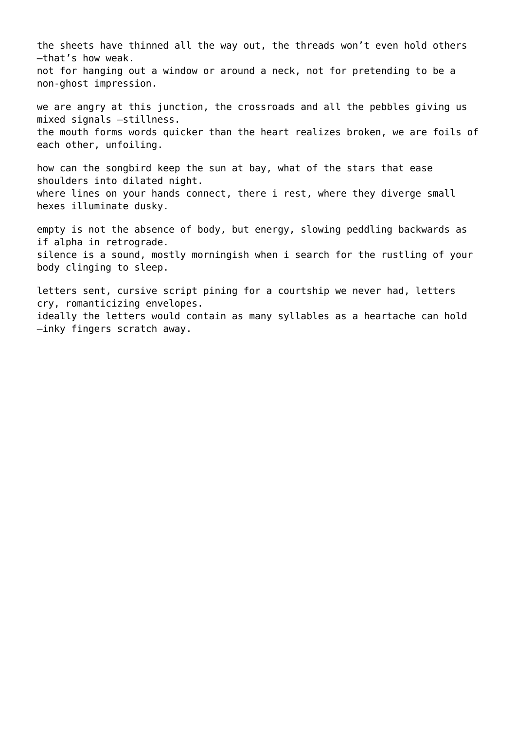the sheets have thinned all the way out, the threads won’t even hold others —that’s how weak.
not for hanging out a window or around a neck, not for pretending to be a non-ghost impression.

we are angry at this junction, the crossroads and all the pebbles giving us mixed signals —stillness.
the mouth forms words quicker than the heart realizes broken, we are foils of each other, unfoiling.

how can the songbird keep the sun at bay, what of the stars that ease shoulders into dilated night.
where lines on your hands connect, there i rest, where they diverge small hexes illuminate dusky.

empty is not the absence of body, but energy, slowing peddling backwards as if alpha in retrograde.
silence is a sound, mostly morningish when i search for the rustling of your body clinging to sleep.

letters sent, cursive script pining for a courtship we never had, letters cry, romanticizing envelopes.
ideally the letters would contain as many syllables as a heartache can hold —inky fingers scratch away.